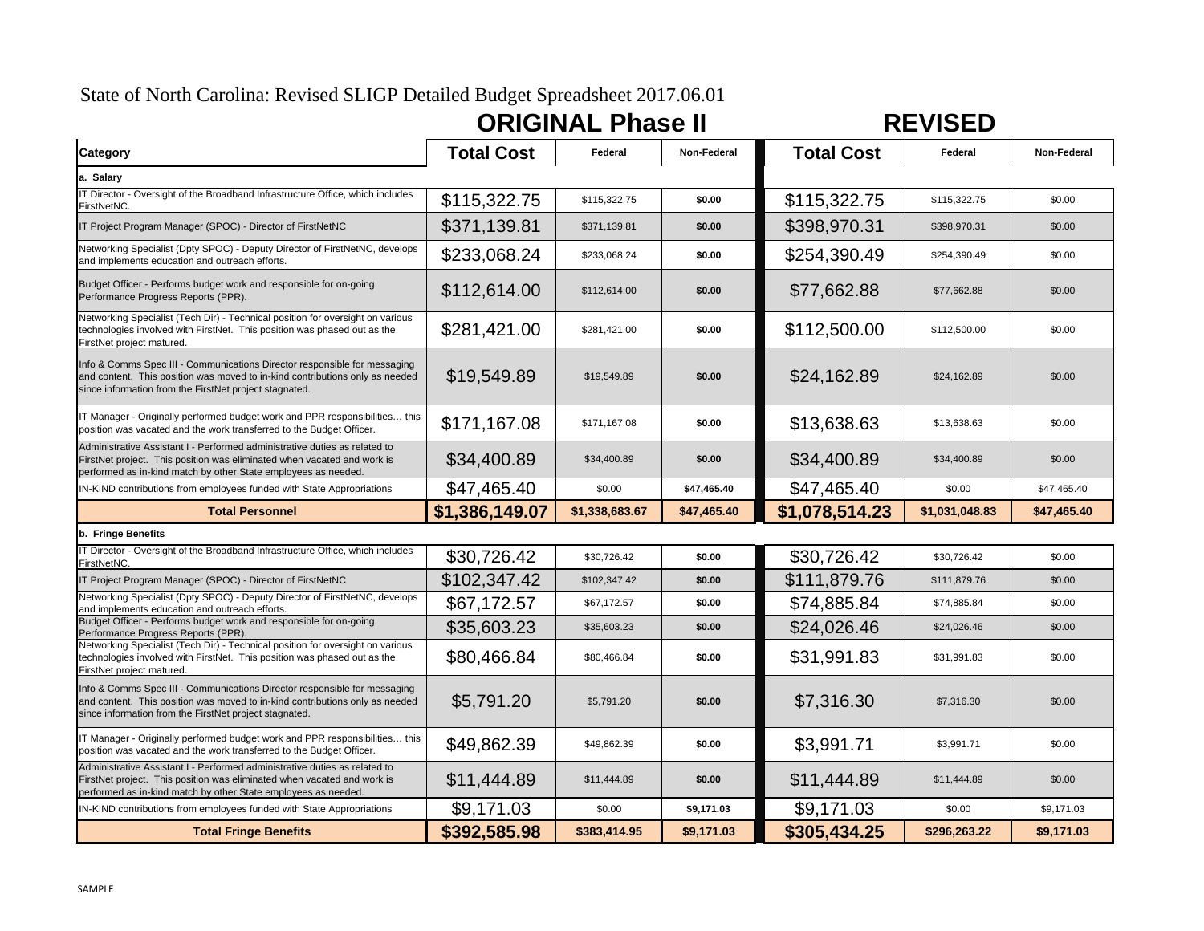# State of North Carolina: Revised SLIGP Detailed Budget Spreadsheet 2017.06.01

| Category | ORIGINAL Phase II Total Cost | ORIGINAL Phase II Federal | ORIGINAL Phase II Non-Federal | REVISED Total Cost | REVISED Federal | REVISED Non-Federal |
|---|---|---|---|---|---|---|
| **a. Salary** | | | | | | |
| IT Director - Oversight of the Broadband Infrastructure Office, which includes FirstNetNC. | $115,322.75 | $115,322.75 | $0.00 | $115,322.75 | $115,322.75 | $0.00 |
| IT Project Program Manager (SPOC) - Director of FirstNetNC | $371,139.81 | $371,139.81 | $0.00 | $398,970.31 | $398,970.31 | $0.00 |
| Networking Specialist (Dpty SPOC) - Deputy Director of FirstNetNC, develops and implements education and outreach efforts. | $233,068.24 | $233,068.24 | $0.00 | $254,390.49 | $254,390.49 | $0.00 |
| Budget Officer - Performs budget work and responsible for on-going Performance Progress Reports (PPR). | $112,614.00 | $112,614.00 | $0.00 | $77,662.88 | $77,662.88 | $0.00 |
| Networking Specialist (Tech Dir) - Technical position for oversight on various technologies involved with FirstNet. This position was phased out as the FirstNet project matured. | $281,421.00 | $281,421.00 | $0.00 | $112,500.00 | $112,500.00 | $0.00 |
| Info & Comms Spec III - Communications Director responsible for messaging and content. This position was moved to in-kind contributions only as needed since information from the FirstNet project stagnated. | $19,549.89 | $19,549.89 | $0.00 | $24,162.89 | $24,162.89 | $0.00 |
| IT Manager - Originally performed budget work and PPR responsibilities… this position was vacated and the work transferred to the Budget Officer. | $171,167.08 | $171,167.08 | $0.00 | $13,638.63 | $13,638.63 | $0.00 |
| Administrative Assistant I - Performed administrative duties as related to FirstNet project. This position was eliminated when vacated and work is performed as in-kind match by other State employees as needed. | $34,400.89 | $34,400.89 | $0.00 | $34,400.89 | $34,400.89 | $0.00 |
| IN-KIND contributions from employees funded with State Appropriations | $47,465.40 | $0.00 | $47,465.40 | $47,465.40 | $0.00 | $47,465.40 |
| **Total Personnel** | **$1,386,149.07** | **$1,338,683.67** | **$47,465.40** | **$1,078,514.23** | **$1,031,048.83** | **$47,465.40** |
| **b. Fringe Benefits** | | | | | | |
| IT Director - Oversight of the Broadband Infrastructure Office, which includes FirstNetNC. | $30,726.42 | $30,726.42 | $0.00 | $30,726.42 | $30,726.42 | $0.00 |
| IT Project Program Manager (SPOC) - Director of FirstNetNC | $102,347.42 | $102,347.42 | $0.00 | $111,879.76 | $111,879.76 | $0.00 |
| Networking Specialist (Dpty SPOC) - Deputy Director of FirstNetNC, develops and implements education and outreach efforts. | $67,172.57 | $67,172.57 | $0.00 | $74,885.84 | $74,885.84 | $0.00 |
| Budget Officer - Performs budget work and responsible for on-going Performance Progress Reports (PPR). | $35,603.23 | $35,603.23 | $0.00 | $24,026.46 | $24,026.46 | $0.00 |
| Networking Specialist (Tech Dir) - Technical position for oversight on various technologies involved with FirstNet. This position was phased out as the FirstNet project matured. | $80,466.84 | $80,466.84 | $0.00 | $31,991.83 | $31,991.83 | $0.00 |
| Info & Comms Spec III - Communications Director responsible for messaging and content. This position was moved to in-kind contributions only as needed since information from the FirstNet project stagnated. | $5,791.20 | $5,791.20 | $0.00 | $7,316.30 | $7,316.30 | $0.00 |
| IT Manager - Originally performed budget work and PPR responsibilities… this position was vacated and the work transferred to the Budget Officer. | $49,862.39 | $49,862.39 | $0.00 | $3,991.71 | $3,991.71 | $0.00 |
| Administrative Assistant I - Performed administrative duties as related to FirstNet project. This position was eliminated when vacated and work is performed as in-kind match by other State employees as needed. | $11,444.89 | $11,444.89 | $0.00 | $11,444.89 | $11,444.89 | $0.00 |
| IN-KIND contributions from employees funded with State Appropriations | $9,171.03 | $0.00 | $9,171.03 | $9,171.03 | $0.00 | $9,171.03 |
| **Total Fringe Benefits** | **$392,585.98** | **$383,414.95** | **$9,171.03** | **$305,434.25** | **$296,263.22** | **$9,171.03** |

SAMPLE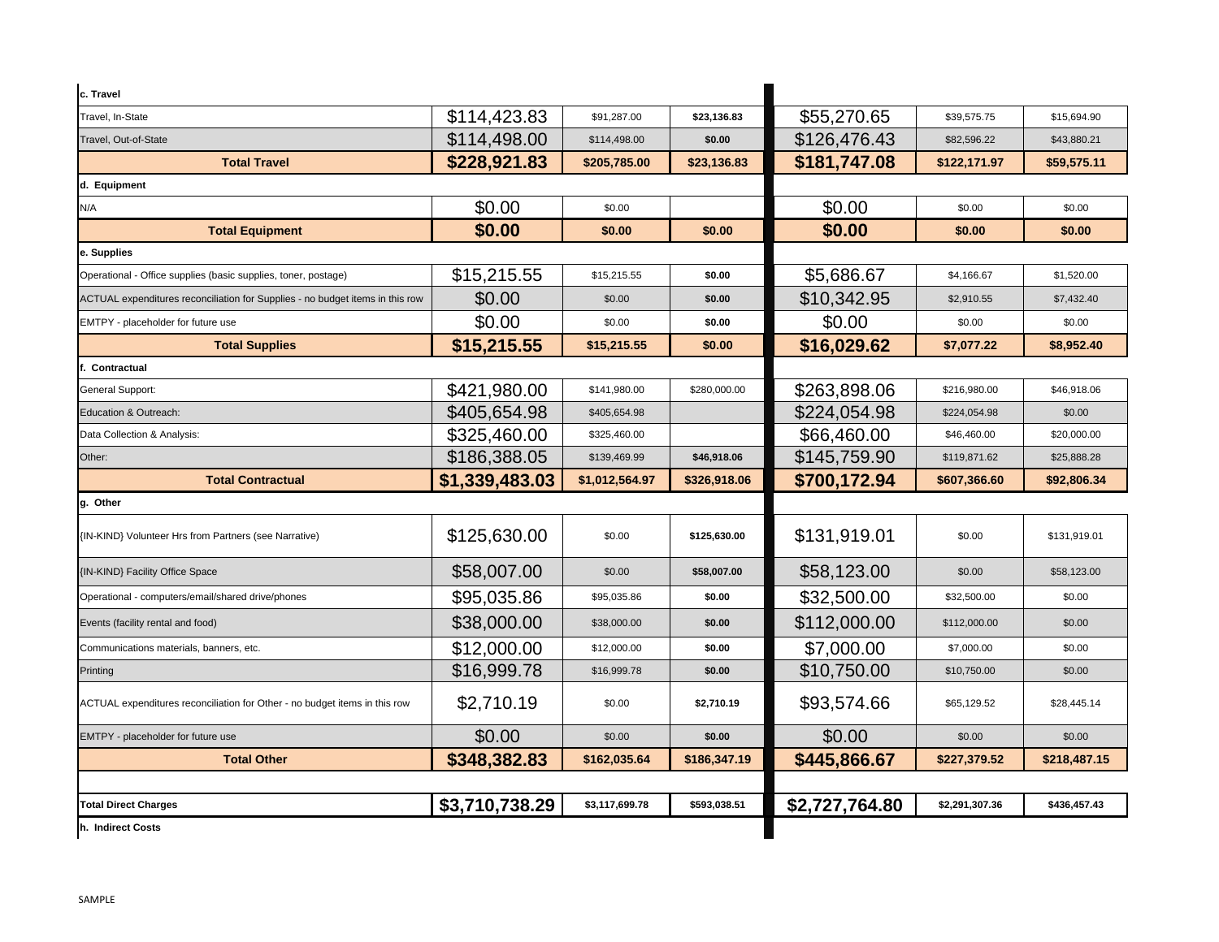| | | | | | | |
|---|---|---|---|---|---|---|
| **c. Travel** | | | | | | |
| Travel, In-State | $114,423.83 | $91,287.00 | **$23,136.83** | $55,270.65 | $39,575.75 | $15,694.90 |
| Travel, Out-of-State | $114,498.00 | $114,498.00 | **$0.00** | $126,476.43 | $82,596.22 | $43,880.21 |
| **Total Travel** | **$228,921.83** | **$205,785.00** | **$23,136.83** | **$181,747.08** | **$122,171.97** | **$59,575.11** |
| **d. Equipment** | | | | | | |
| N/A | $0.00 | $0.00 | | $0.00 | $0.00 | $0.00 |
| **Total Equipment** | **$0.00** | **$0.00** | **$0.00** | **$0.00** | **$0.00** | **$0.00** |
| **e. Supplies** | | | | | | |
| Operational - Office supplies (basic supplies, toner, postage) | $15,215.55 | $15,215.55 | **$0.00** | $5,686.67 | $4,166.67 | $1,520.00 |
| ACTUAL expenditures reconciliation for Supplies - no budget items in this row | $0.00 | $0.00 | **$0.00** | $10,342.95 | $2,910.55 | $7,432.40 |
| EMTPY - placeholder for future use | $0.00 | $0.00 | **$0.00** | $0.00 | $0.00 | $0.00 |
| **Total Supplies** | **$15,215.55** | **$15,215.55** | **$0.00** | **$16,029.62** | **$7,077.22** | **$8,952.40** |
| **f. Contractual** | | | | | | |
| General Support: | $421,980.00 | $141,980.00 | $280,000.00 | $263,898.06 | $216,980.00 | $46,918.06 |
| Education & Outreach: | $405,654.98 | $405,654.98 | | $224,054.98 | $224,054.98 | $0.00 |
| Data Collection & Analysis: | $325,460.00 | $325,460.00 | | $66,460.00 | $46,460.00 | $20,000.00 |
| Other: | $186,388.05 | $139,469.99 | **$46,918.06** | $145,759.90 | $119,871.62 | $25,888.28 |
| **Total Contractual** | **$1,339,483.03** | **$1,012,564.97** | **$326,918.06** | **$700,172.94** | **$607,366.60** | **$92,806.34** |
| **g. Other** | | | | | | |
| {IN-KIND} Volunteer Hrs from Partners (see Narrative) | $125,630.00 | $0.00 | **$125,630.00** | $131,919.01 | $0.00 | $131,919.01 |
| {IN-KIND} Facility Office Space | $58,007.00 | $0.00 | **$58,007.00** | $58,123.00 | $0.00 | $58,123.00 |
| Operational - computers/email/shared drive/phones | $95,035.86 | $95,035.86 | **$0.00** | $32,500.00 | $32,500.00 | $0.00 |
| Events (facility rental and food) | $38,000.00 | $38,000.00 | **$0.00** | $112,000.00 | $112,000.00 | $0.00 |
| Communications materials, banners, etc. | $12,000.00 | $12,000.00 | **$0.00** | $7,000.00 | $7,000.00 | $0.00 |
| Printing | $16,999.78 | $16,999.78 | **$0.00** | $10,750.00 | $10,750.00 | $0.00 |
| ACTUAL expenditures reconciliation for Other - no budget items in this row | $2,710.19 | $0.00 | **$2,710.19** | $93,574.66 | $65,129.52 | $28,445.14 |
| EMTPY - placeholder for future use | $0.00 | $0.00 | **$0.00** | $0.00 | $0.00 | $0.00 |
| **Total Other** | **$348,382.83** | **$162,035.64** | **$186,347.19** | **$445,866.67** | **$227,379.52** | **$218,487.15** |
| **Total Direct Charges** | **$3,710,738.29** | **$3,117,699.78** | **$593,038.51** | **$2,727,764.80** | **$2,291,307.36** | **$436,457.43** |
| **h. Indirect Costs** | | | | | | |

SAMPLE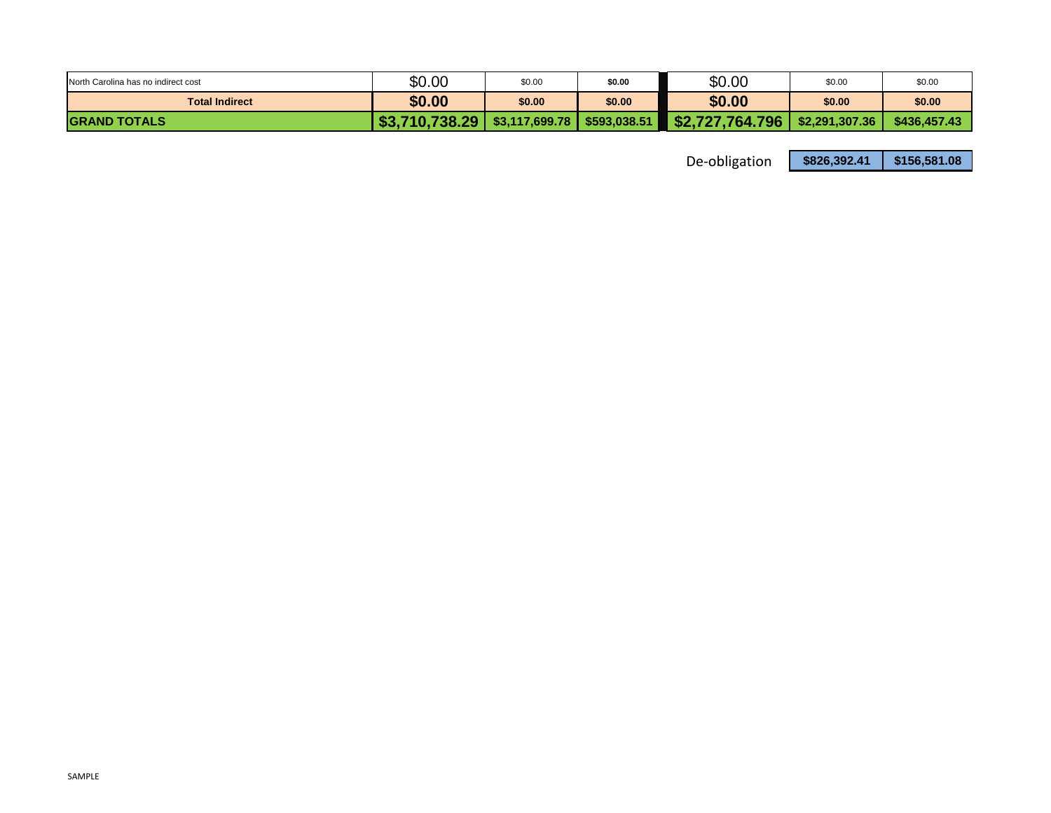| North Carolina has no indirect cost | $0.00 | $0.00 | $0.00 | $0.00 | $0.00 | $0.00 |
|---|---|---|---|---|---|---|
| **Total Indirect** | **$0.00** | **$0.00** | **$0.00** | **$0.00** | **$0.00** | **$0.00** |
| **GRAND TOTALS** | **$3,710,738.29** | **$3,117,699.78** | **$593,038.51** | **$2,727,764.796** | **$2,291,307.36** | **$436,457.43** |
| | | | | De-obligation | **$826,392.41** | **$156,581.08** |

SAMPLE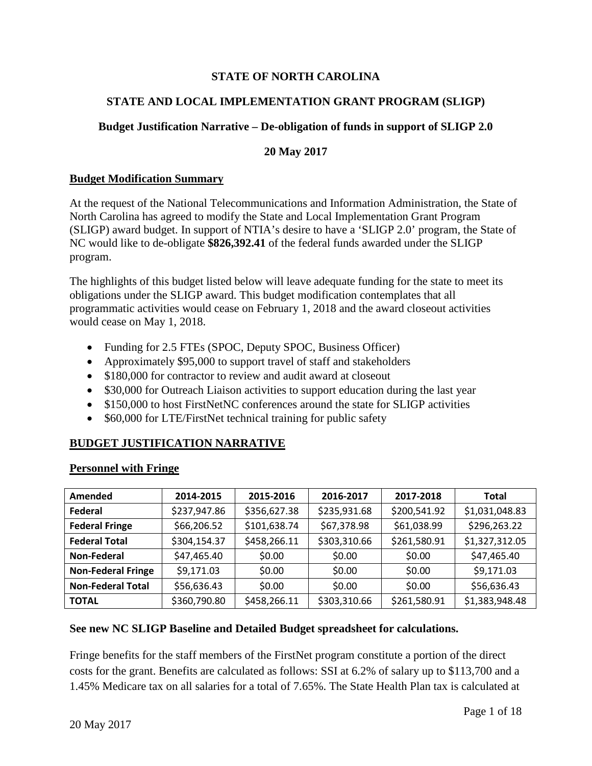**STATE OF NORTH CAROLINA**

**STATE AND LOCAL IMPLEMENTATION GRANT PROGRAM (SLIGP)**

**Budget Justification Narrative – De-obligation of funds in support of SLIGP 2.0**

**20 May 2017**

## Budget Modification Summary

At the request of the National Telecommunications and Information Administration, the State of North Carolina has agreed to modify the State and Local Implementation Grant Program (SLIGP) award budget. In support of NTIA's desire to have a 'SLIGP 2.0' program, the State of NC would like to de-obligate **$826,392.41** of the federal funds awarded under the SLIGP program.

The highlights of this budget listed below will leave adequate funding for the state to meet its obligations under the SLIGP award. This budget modification contemplates that all programmatic activities would cease on February 1, 2018 and the award closeout activities would cease on May 1, 2018.

- Funding for 2.5 FTEs (SPOC, Deputy SPOC, Business Officer)
- Approximately $95,000 to support travel of staff and stakeholders
- $180,000 for contractor to review and audit award at closeout
- $30,000 for Outreach Liaison activities to support education during the last year
- $150,000 to host FirstNetNC conferences around the state for SLIGP activities
- $60,000 for LTE/FirstNet technical training for public safety

## BUDGET JUSTIFICATION NARRATIVE

### Personnel with Fringe

| Amended | 2014-2015 | 2015-2016 | 2016-2017 | 2017-2018 | Total |
|---|---|---|---|---|---|
| **Federal** | $237,947.86 | $356,627.38 | $235,931.68 | $200,541.92 | $1,031,048.83 |
| **Federal Fringe** | $66,206.52 | $101,638.74 | $67,378.98 | $61,038.99 | $296,263.22 |
| **Federal Total** | $304,154.37 | $458,266.11 | $303,310.66 | $261,580.91 | $1,327,312.05 |
| **Non-Federal** | $47,465.40 | $0.00 | $0.00 | $0.00 | $47,465.40 |
| **Non-Federal Fringe** | $9,171.03 | $0.00 | $0.00 | $0.00 | $9,171.03 |
| **Non-Federal Total** | $56,636.43 | $0.00 | $0.00 | $0.00 | $56,636.43 |
| **TOTAL** | $360,790.80 | $458,266.11 | $303,310.66 | $261,580.91 | $1,383,948.48 |

**See new NC SLIGP Baseline and Detailed Budget spreadsheet for calculations.**

Fringe benefits for the staff members of the FirstNet program constitute a portion of the direct costs for the grant. Benefits are calculated as follows: SSI at 6.2% of salary up to $113,700 and a 1.45% Medicare tax on all salaries for a total of 7.65%. The State Health Plan tax is calculated at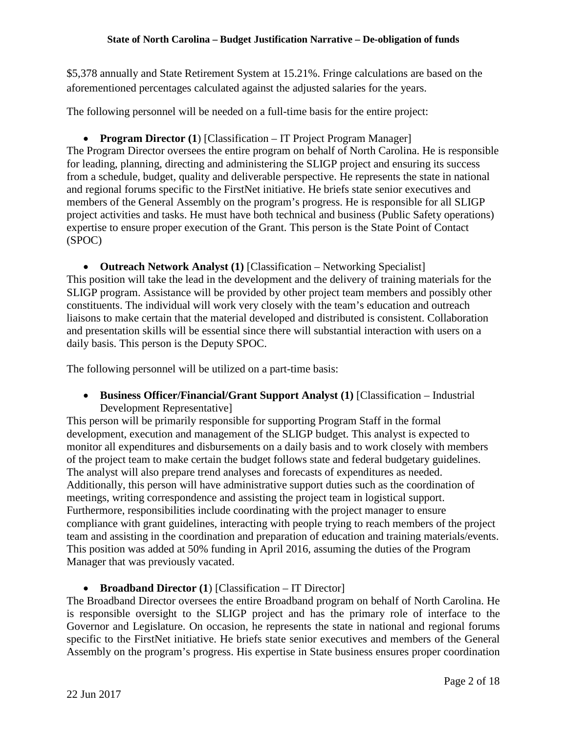$5,378 annually and State Retirement System at 15.21%. Fringe calculations are based on the aforementioned percentages calculated against the adjusted salaries for the years.

The following personnel will be needed on a full-time basis for the entire project:

- **Program Director (1**) [Classification – IT Project Program Manager]

The Program Director oversees the entire program on behalf of North Carolina. He is responsible for leading, planning, directing and administering the SLIGP project and ensuring its success from a schedule, budget, quality and deliverable perspective. He represents the state in national and regional forums specific to the FirstNet initiative. He briefs state senior executives and members of the General Assembly on the program's progress. He is responsible for all SLIGP project activities and tasks. He must have both technical and business (Public Safety operations) expertise to ensure proper execution of the Grant. This person is the State Point of Contact (SPOC)

- **Outreach Network Analyst (1)** [Classification – Networking Specialist]

This position will take the lead in the development and the delivery of training materials for the SLIGP program. Assistance will be provided by other project team members and possibly other constituents. The individual will work very closely with the team's education and outreach liaisons to make certain that the material developed and distributed is consistent. Collaboration and presentation skills will be essential since there will substantial interaction with users on a daily basis. This person is the Deputy SPOC.

The following personnel will be utilized on a part-time basis:

- **Business Officer/Financial/Grant Support Analyst (1)** [Classification – Industrial Development Representative]

This person will be primarily responsible for supporting Program Staff in the formal development, execution and management of the SLIGP budget. This analyst is expected to monitor all expenditures and disbursements on a daily basis and to work closely with members of the project team to make certain the budget follows state and federal budgetary guidelines. The analyst will also prepare trend analyses and forecasts of expenditures as needed. Additionally, this person will have administrative support duties such as the coordination of meetings, writing correspondence and assisting the project team in logistical support. Furthermore, responsibilities include coordinating with the project manager to ensure compliance with grant guidelines, interacting with people trying to reach members of the project team and assisting in the coordination and preparation of education and training materials/events. This position was added at 50% funding in April 2016, assuming the duties of the Program Manager that was previously vacated.

- **Broadband Director (1**) [Classification – IT Director]

The Broadband Director oversees the entire Broadband program on behalf of North Carolina. He is responsible oversight to the SLIGP project and has the primary role of interface to the Governor and Legislature. On occasion, he represents the state in national and regional forums specific to the FirstNet initiative. He briefs state senior executives and members of the General Assembly on the program's progress. His expertise in State business ensures proper coordination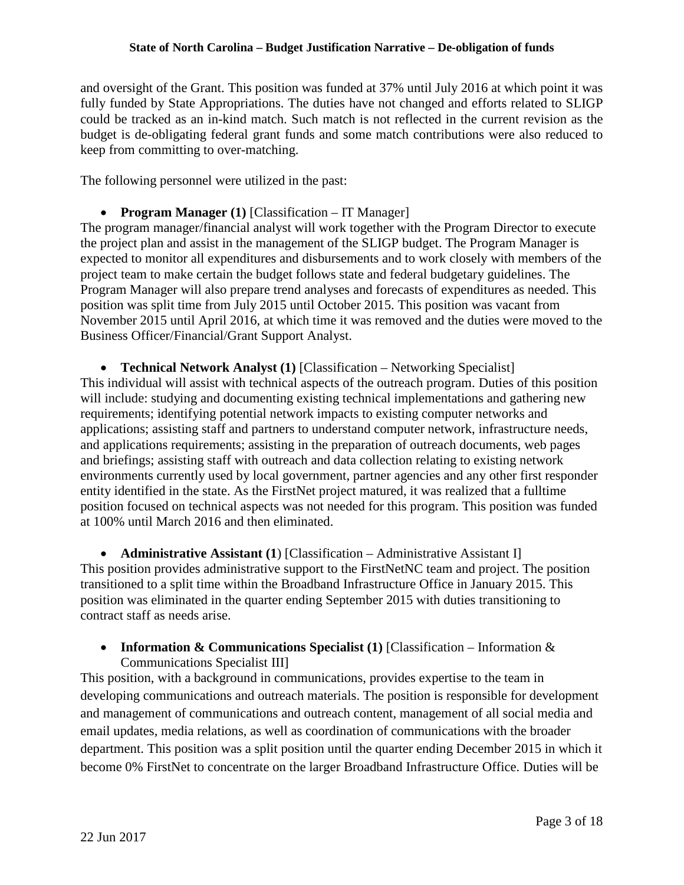and oversight of the Grant. This position was funded at 37% until July 2016 at which point it was fully funded by State Appropriations. The duties have not changed and efforts related to SLIGP could be tracked as an in-kind match. Such match is not reflected in the current revision as the budget is de-obligating federal grant funds and some match contributions were also reduced to keep from committing to over-matching.

The following personnel were utilized in the past:

- **Program Manager (1)** [Classification – IT Manager]

The program manager/financial analyst will work together with the Program Director to execute the project plan and assist in the management of the SLIGP budget. The Program Manager is expected to monitor all expenditures and disbursements and to work closely with members of the project team to make certain the budget follows state and federal budgetary guidelines. The Program Manager will also prepare trend analyses and forecasts of expenditures as needed. This position was split time from July 2015 until October 2015. This position was vacant from November 2015 until April 2016, at which time it was removed and the duties were moved to the Business Officer/Financial/Grant Support Analyst.

- **Technical Network Analyst (1)** [Classification – Networking Specialist]

This individual will assist with technical aspects of the outreach program. Duties of this position will include: studying and documenting existing technical implementations and gathering new requirements; identifying potential network impacts to existing computer networks and applications; assisting staff and partners to understand computer network, infrastructure needs, and applications requirements; assisting in the preparation of outreach documents, web pages and briefings; assisting staff with outreach and data collection relating to existing network environments currently used by local government, partner agencies and any other first responder entity identified in the state. As the FirstNet project matured, it was realized that a fulltime position focused on technical aspects was not needed for this program. This position was funded at 100% until March 2016 and then eliminated.

- **Administrative Assistant (1**) [Classification – Administrative Assistant I]

This position provides administrative support to the FirstNetNC team and project. The position transitioned to a split time within the Broadband Infrastructure Office in January 2015. This position was eliminated in the quarter ending September 2015 with duties transitioning to contract staff as needs arise.

- **Information & Communications Specialist (1)** [Classification – Information & Communications Specialist III]

This position, with a background in communications, provides expertise to the team in developing communications and outreach materials. The position is responsible for development and management of communications and outreach content, management of all social media and email updates, media relations, as well as coordination of communications with the broader department. This position was a split position until the quarter ending December 2015 in which it become 0% FirstNet to concentrate on the larger Broadband Infrastructure Office. Duties will be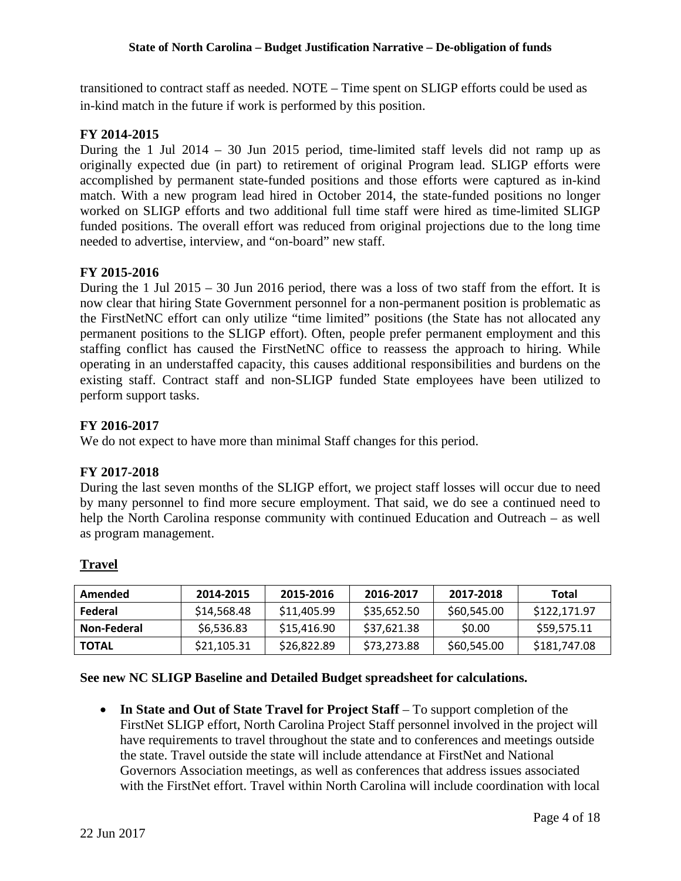transitioned to contract staff as needed. NOTE – Time spent on SLIGP efforts could be used as in-kind match in the future if work is performed by this position.

**FY 2014-2015**

During the 1 Jul 2014 – 30 Jun 2015 period, time-limited staff levels did not ramp up as originally expected due (in part) to retirement of original Program lead. SLIGP efforts were accomplished by permanent state-funded positions and those efforts were captured as in-kind match. With a new program lead hired in October 2014, the state-funded positions no longer worked on SLIGP efforts and two additional full time staff were hired as time-limited SLIGP funded positions. The overall effort was reduced from original projections due to the long time needed to advertise, interview, and "on-board" new staff.

**FY 2015-2016**

During the 1 Jul 2015 – 30 Jun 2016 period, there was a loss of two staff from the effort. It is now clear that hiring State Government personnel for a non-permanent position is problematic as the FirstNetNC effort can only utilize "time limited" positions (the State has not allocated any permanent positions to the SLIGP effort). Often, people prefer permanent employment and this staffing conflict has caused the FirstNetNC office to reassess the approach to hiring. While operating in an understaffed capacity, this causes additional responsibilities and burdens on the existing staff. Contract staff and non-SLIGP funded State employees have been utilized to perform support tasks.

**FY 2016-2017**

We do not expect to have more than minimal Staff changes for this period.

**FY 2017-2018**

During the last seven months of the SLIGP effort, we project staff losses will occur due to need by many personnel to find more secure employment. That said, we do see a continued need to help the North Carolina response community with continued Education and Outreach – as well as program management.

## Travel

| Amended | 2014-2015 | 2015-2016 | 2016-2017 | 2017-2018 | Total |
|---|---|---|---|---|---|
| Federal | $14,568.48 | $11,405.99 | $35,652.50 | $60,545.00 | $122,171.97 |
| Non-Federal | $6,536.83 | $15,416.90 | $37,621.38 | $0.00 | $59,575.11 |
| TOTAL | $21,105.31 | $26,822.89 | $73,273.88 | $60,545.00 | $181,747.08 |

**See new NC SLIGP Baseline and Detailed Budget spreadsheet for calculations.**

- **In State and Out of State Travel for Project Staff** – To support completion of the FirstNet SLIGP effort, North Carolina Project Staff personnel involved in the project will have requirements to travel throughout the state and to conferences and meetings outside the state. Travel outside the state will include attendance at FirstNet and National Governors Association meetings, as well as conferences that address issues associated with the FirstNet effort. Travel within North Carolina will include coordination with local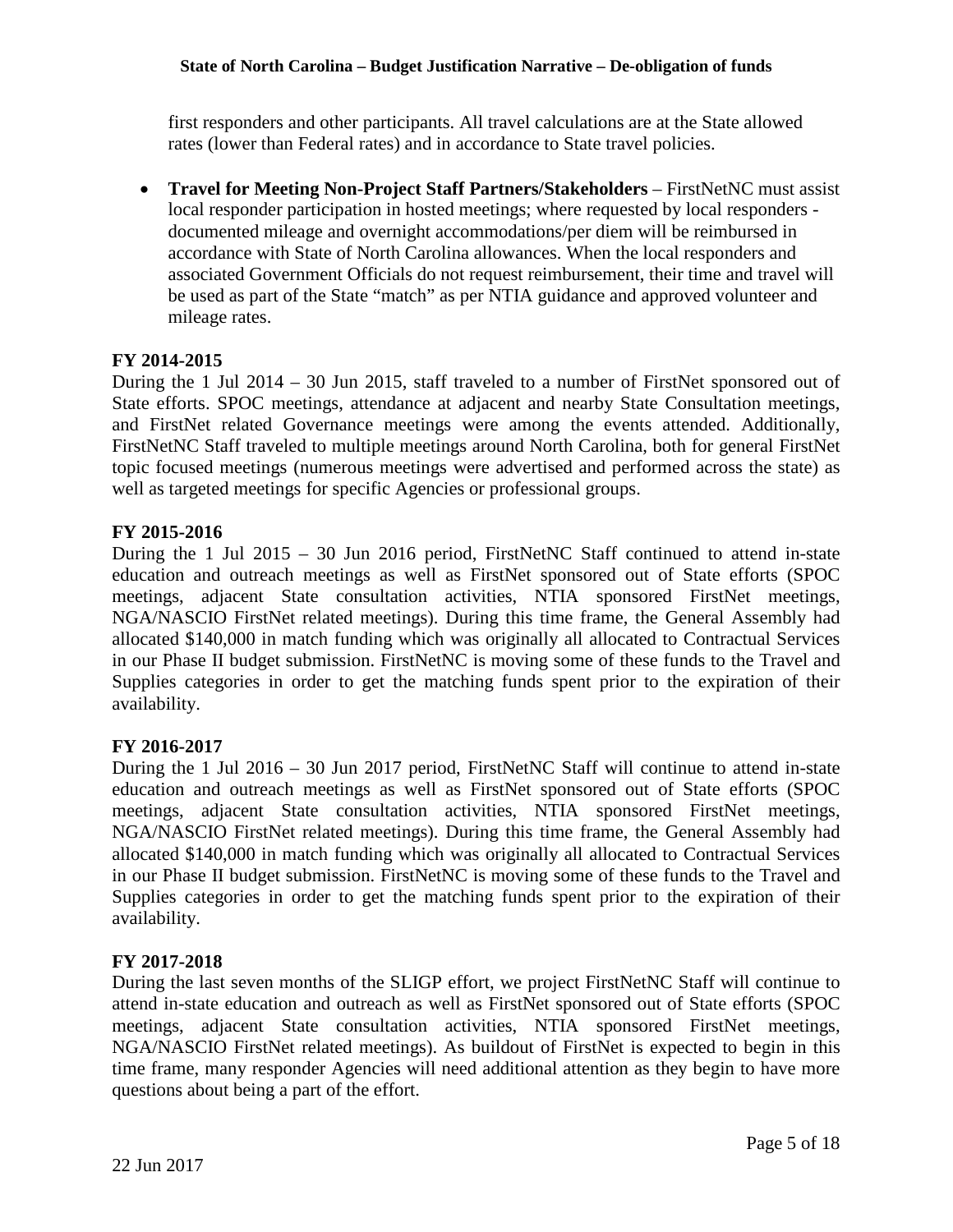first responders and other participants. All travel calculations are at the State allowed rates (lower than Federal rates) and in accordance to State travel policies.

- **Travel for Meeting Non-Project Staff Partners/Stakeholders** – FirstNetNC must assist local responder participation in hosted meetings; where requested by local responders - documented mileage and overnight accommodations/per diem will be reimbursed in accordance with State of North Carolina allowances. When the local responders and associated Government Officials do not request reimbursement, their time and travel will be used as part of the State "match" as per NTIA guidance and approved volunteer and mileage rates.

**FY 2014-2015**

During the 1 Jul 2014 – 30 Jun 2015, staff traveled to a number of FirstNet sponsored out of State efforts. SPOC meetings, attendance at adjacent and nearby State Consultation meetings, and FirstNet related Governance meetings were among the events attended. Additionally, FirstNetNC Staff traveled to multiple meetings around North Carolina, both for general FirstNet topic focused meetings (numerous meetings were advertised and performed across the state) as well as targeted meetings for specific Agencies or professional groups.

**FY 2015-2016**

During the 1 Jul 2015 – 30 Jun 2016 period, FirstNetNC Staff continued to attend in-state education and outreach meetings as well as FirstNet sponsored out of State efforts (SPOC meetings, adjacent State consultation activities, NTIA sponsored FirstNet meetings, NGA/NASCIO FirstNet related meetings). During this time frame, the General Assembly had allocated $140,000 in match funding which was originally all allocated to Contractual Services in our Phase II budget submission. FirstNetNC is moving some of these funds to the Travel and Supplies categories in order to get the matching funds spent prior to the expiration of their availability.

**FY 2016-2017**

During the 1 Jul 2016 – 30 Jun 2017 period, FirstNetNC Staff will continue to attend in-state education and outreach meetings as well as FirstNet sponsored out of State efforts (SPOC meetings, adjacent State consultation activities, NTIA sponsored FirstNet meetings, NGA/NASCIO FirstNet related meetings). During this time frame, the General Assembly had allocated $140,000 in match funding which was originally all allocated to Contractual Services in our Phase II budget submission. FirstNetNC is moving some of these funds to the Travel and Supplies categories in order to get the matching funds spent prior to the expiration of their availability.

**FY 2017-2018**

During the last seven months of the SLIGP effort, we project FirstNetNC Staff will continue to attend in-state education and outreach as well as FirstNet sponsored out of State efforts (SPOC meetings, adjacent State consultation activities, NTIA sponsored FirstNet meetings, NGA/NASCIO FirstNet related meetings). As buildout of FirstNet is expected to begin in this time frame, many responder Agencies will need additional attention as they begin to have more questions about being a part of the effort.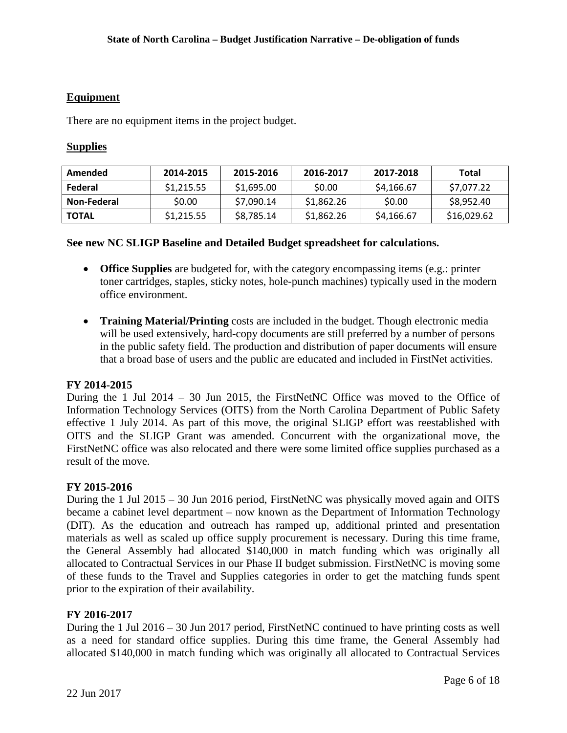## Equipment

There are no equipment items in the project budget.

## Supplies

| Amended | 2014-2015 | 2015-2016 | 2016-2017 | 2017-2018 | Total |
|---|---|---|---|---|---|
| Federal | $1,215.55 | $1,695.00 | $0.00 | $4,166.67 | $7,077.22 |
| Non-Federal | $0.00 | $7,090.14 | $1,862.26 | $0.00 | $8,952.40 |
| TOTAL | $1,215.55 | $8,785.14 | $1,862.26 | $4,166.67 | $16,029.62 |

**See new NC SLIGP Baseline and Detailed Budget spreadsheet for calculations.**

- **Office Supplies** are budgeted for, with the category encompassing items (e.g.: printer toner cartridges, staples, sticky notes, hole-punch machines) typically used in the modern office environment.

- **Training Material/Printing** costs are included in the budget. Though electronic media will be used extensively, hard-copy documents are still preferred by a number of persons in the public safety field. The production and distribution of paper documents will ensure that a broad base of users and the public are educated and included in FirstNet activities.

### FY 2014-2015

During the 1 Jul 2014 – 30 Jun 2015, the FirstNetNC Office was moved to the Office of Information Technology Services (OITS) from the North Carolina Department of Public Safety effective 1 July 2014. As part of this move, the original SLIGP effort was reestablished with OITS and the SLIGP Grant was amended. Concurrent with the organizational move, the FirstNetNC office was also relocated and there were some limited office supplies purchased as a result of the move.

### FY 2015-2016

During the 1 Jul 2015 – 30 Jun 2016 period, FirstNetNC was physically moved again and OITS became a cabinet level department – now known as the Department of Information Technology (DIT). As the education and outreach has ramped up, additional printed and presentation materials as well as scaled up office supply procurement is necessary. During this time frame, the General Assembly had allocated $140,000 in match funding which was originally all allocated to Contractual Services in our Phase II budget submission. FirstNetNC is moving some of these funds to the Travel and Supplies categories in order to get the matching funds spent prior to the expiration of their availability.

### FY 2016-2017

During the 1 Jul 2016 – 30 Jun 2017 period, FirstNetNC continued to have printing costs as well as a need for standard office supplies. During this time frame, the General Assembly had allocated $140,000 in match funding which was originally all allocated to Contractual Services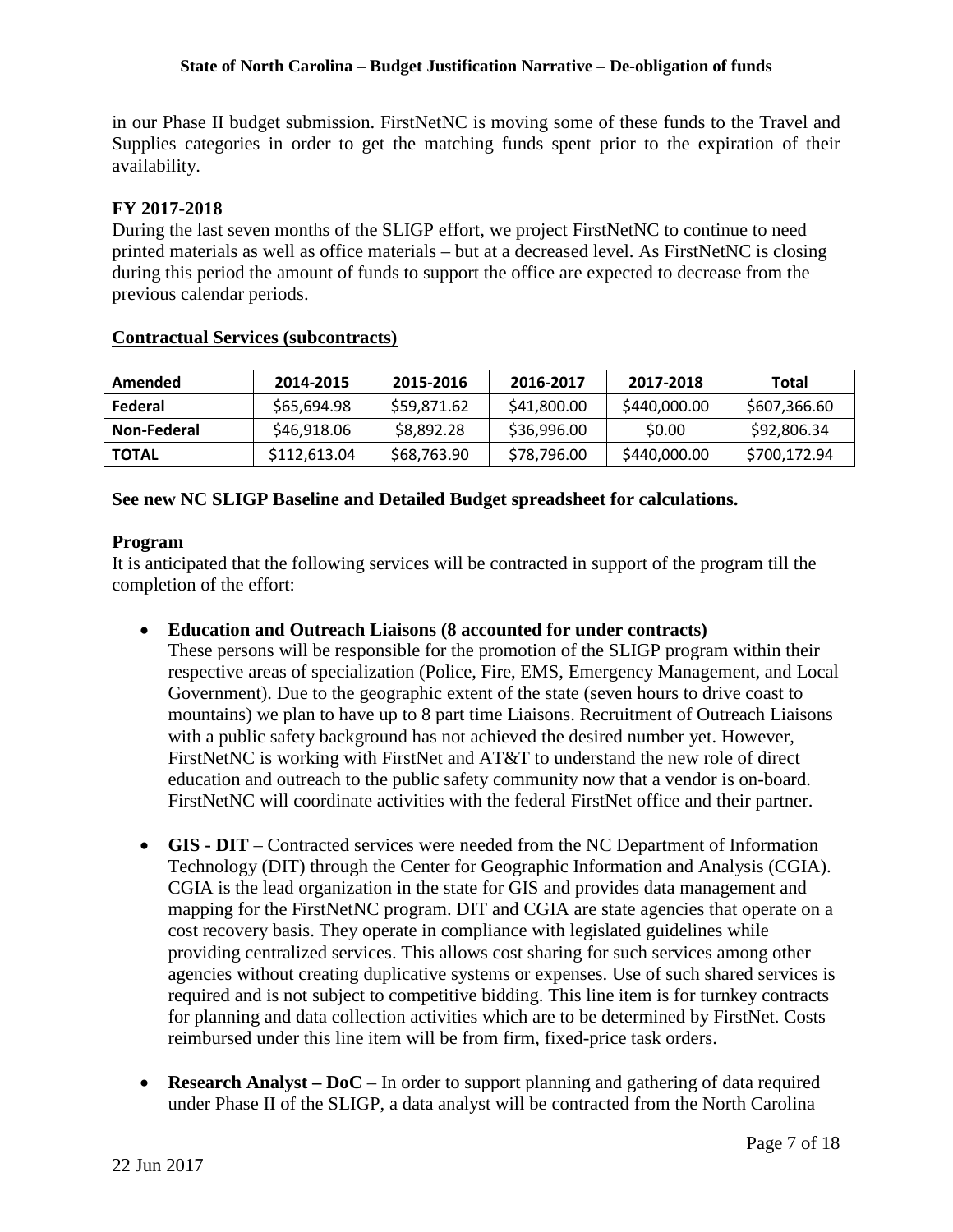in our Phase II budget submission. FirstNetNC is moving some of these funds to the Travel and Supplies categories in order to get the matching funds spent prior to the expiration of their availability.

### FY 2017-2018

During the last seven months of the SLIGP effort, we project FirstNetNC to continue to need printed materials as well as office materials – but at a decreased level. As FirstNetNC is closing during this period the amount of funds to support the office are expected to decrease from the previous calendar periods.

### Contractual Services (subcontracts)

| Amended | 2014-2015 | 2015-2016 | 2016-2017 | 2017-2018 | Total |
|---|---|---|---|---|---|
| Federal | $65,694.98 | $59,871.62 | $41,800.00 | $440,000.00 | $607,366.60 |
| Non-Federal | $46,918.06 | $8,892.28 | $36,996.00 | $0.00 | $92,806.34 |
| TOTAL | $112,613.04 | $68,763.90 | $78,796.00 | $440,000.00 | $700,172.94 |

**See new NC SLIGP Baseline and Detailed Budget spreadsheet for calculations.**

### Program

It is anticipated that the following services will be contracted in support of the program till the completion of the effort:

- **Education and Outreach Liaisons (8 accounted for under contracts)**
  These persons will be responsible for the promotion of the SLIGP program within their respective areas of specialization (Police, Fire, EMS, Emergency Management, and Local Government). Due to the geographic extent of the state (seven hours to drive coast to mountains) we plan to have up to 8 part time Liaisons. Recruitment of Outreach Liaisons with a public safety background has not achieved the desired number yet. However, FirstNetNC is working with FirstNet and AT&T to understand the new role of direct education and outreach to the public safety community now that a vendor is on-board. FirstNetNC will coordinate activities with the federal FirstNet office and their partner.

- **GIS - DIT** – Contracted services were needed from the NC Department of Information Technology (DIT) through the Center for Geographic Information and Analysis (CGIA). CGIA is the lead organization in the state for GIS and provides data management and mapping for the FirstNetNC program. DIT and CGIA are state agencies that operate on a cost recovery basis. They operate in compliance with legislated guidelines while providing centralized services. This allows cost sharing for such services among other agencies without creating duplicative systems or expenses. Use of such shared services is required and is not subject to competitive bidding. This line item is for turnkey contracts for planning and data collection activities which are to be determined by FirstNet. Costs reimbursed under this line item will be from firm, fixed-price task orders.

- **Research Analyst – DoC** – In order to support planning and gathering of data required under Phase II of the SLIGP, a data analyst will be contracted from the North Carolina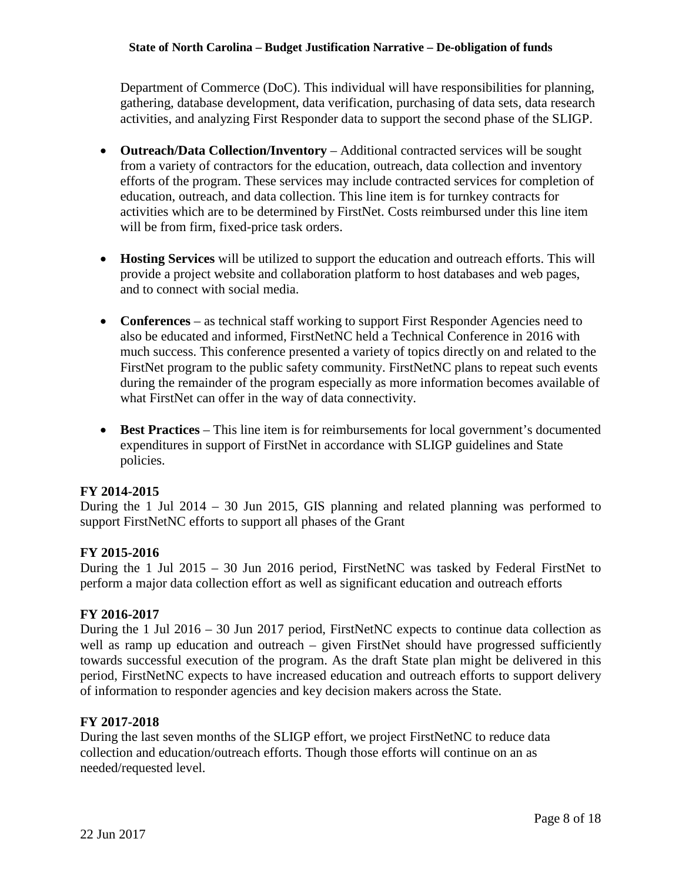Department of Commerce (DoC). This individual will have responsibilities for planning, gathering, database development, data verification, purchasing of data sets, data research activities, and analyzing First Responder data to support the second phase of the SLIGP.

- **Outreach/Data Collection/Inventory** – Additional contracted services will be sought from a variety of contractors for the education, outreach, data collection and inventory efforts of the program. These services may include contracted services for completion of education, outreach, and data collection. This line item is for turnkey contracts for activities which are to be determined by FirstNet. Costs reimbursed under this line item will be from firm, fixed-price task orders.

- **Hosting Services** will be utilized to support the education and outreach efforts. This will provide a project website and collaboration platform to host databases and web pages, and to connect with social media.

- **Conferences** – as technical staff working to support First Responder Agencies need to also be educated and informed, FirstNetNC held a Technical Conference in 2016 with much success. This conference presented a variety of topics directly on and related to the FirstNet program to the public safety community. FirstNetNC plans to repeat such events during the remainder of the program especially as more information becomes available of what FirstNet can offer in the way of data connectivity.

- **Best Practices** – This line item is for reimbursements for local government's documented expenditures in support of FirstNet in accordance with SLIGP guidelines and State policies.

**FY 2014-2015**

During the 1 Jul 2014 – 30 Jun 2015, GIS planning and related planning was performed to support FirstNetNC efforts to support all phases of the Grant

**FY 2015-2016**

During the 1 Jul 2015 – 30 Jun 2016 period, FirstNetNC was tasked by Federal FirstNet to perform a major data collection effort as well as significant education and outreach efforts

**FY 2016-2017**

During the 1 Jul 2016 – 30 Jun 2017 period, FirstNetNC expects to continue data collection as well as ramp up education and outreach – given FirstNet should have progressed sufficiently towards successful execution of the program. As the draft State plan might be delivered in this period, FirstNetNC expects to have increased education and outreach efforts to support delivery of information to responder agencies and key decision makers across the State.

**FY 2017-2018**

During the last seven months of the SLIGP effort, we project FirstNetNC to reduce data collection and education/outreach efforts. Though those efforts will continue on an as needed/requested level.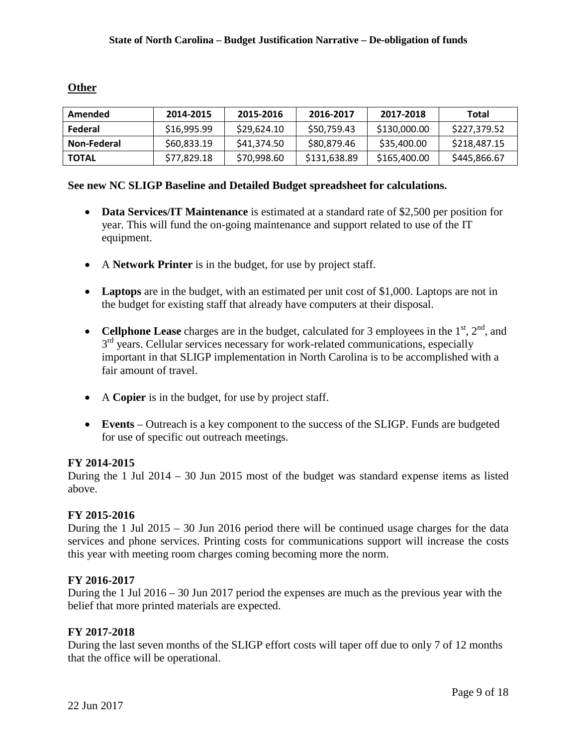## Other

| Amended | 2014-2015 | 2015-2016 | 2016-2017 | 2017-2018 | Total |
|---|---|---|---|---|---|
| Federal | $16,995.99 | $29,624.10 | $50,759.43 | $130,000.00 | $227,379.52 |
| Non-Federal | $60,833.19 | $41,374.50 | $80,879.46 | $35,400.00 | $218,487.15 |
| TOTAL | $77,829.18 | $70,998.60 | $131,638.89 | $165,400.00 | $445,866.67 |

**See new NC SLIGP Baseline and Detailed Budget spreadsheet for calculations.**

- **Data Services/IT Maintenance** is estimated at a standard rate of $2,500 per position for year. This will fund the on-going maintenance and support related to use of the IT equipment.
- A **Network Printer** is in the budget, for use by project staff.
- **Laptops** are in the budget, with an estimated per unit cost of $1,000. Laptops are not in the budget for existing staff that already have computers at their disposal.
- **Cellphone Lease** charges are in the budget, calculated for 3 employees in the 1st, 2nd, and 3rd years. Cellular services necessary for work-related communications, especially important in that SLIGP implementation in North Carolina is to be accomplished with a fair amount of travel.
- A **Copier** is in the budget, for use by project staff.
- **Events** – Outreach is a key component to the success of the SLIGP. Funds are budgeted for use of specific out outreach meetings.

**FY 2014-2015**
During the 1 Jul 2014 – 30 Jun 2015 most of the budget was standard expense items as listed above.

**FY 2015-2016**
During the 1 Jul 2015 – 30 Jun 2016 period there will be continued usage charges for the data services and phone services. Printing costs for communications support will increase the costs this year with meeting room charges coming becoming more the norm.

**FY 2016-2017**
During the 1 Jul 2016 – 30 Jun 2017 period the expenses are much as the previous year with the belief that more printed materials are expected.

**FY 2017-2018**
During the last seven months of the SLIGP effort costs will taper off due to only 7 of 12 months that the office will be operational.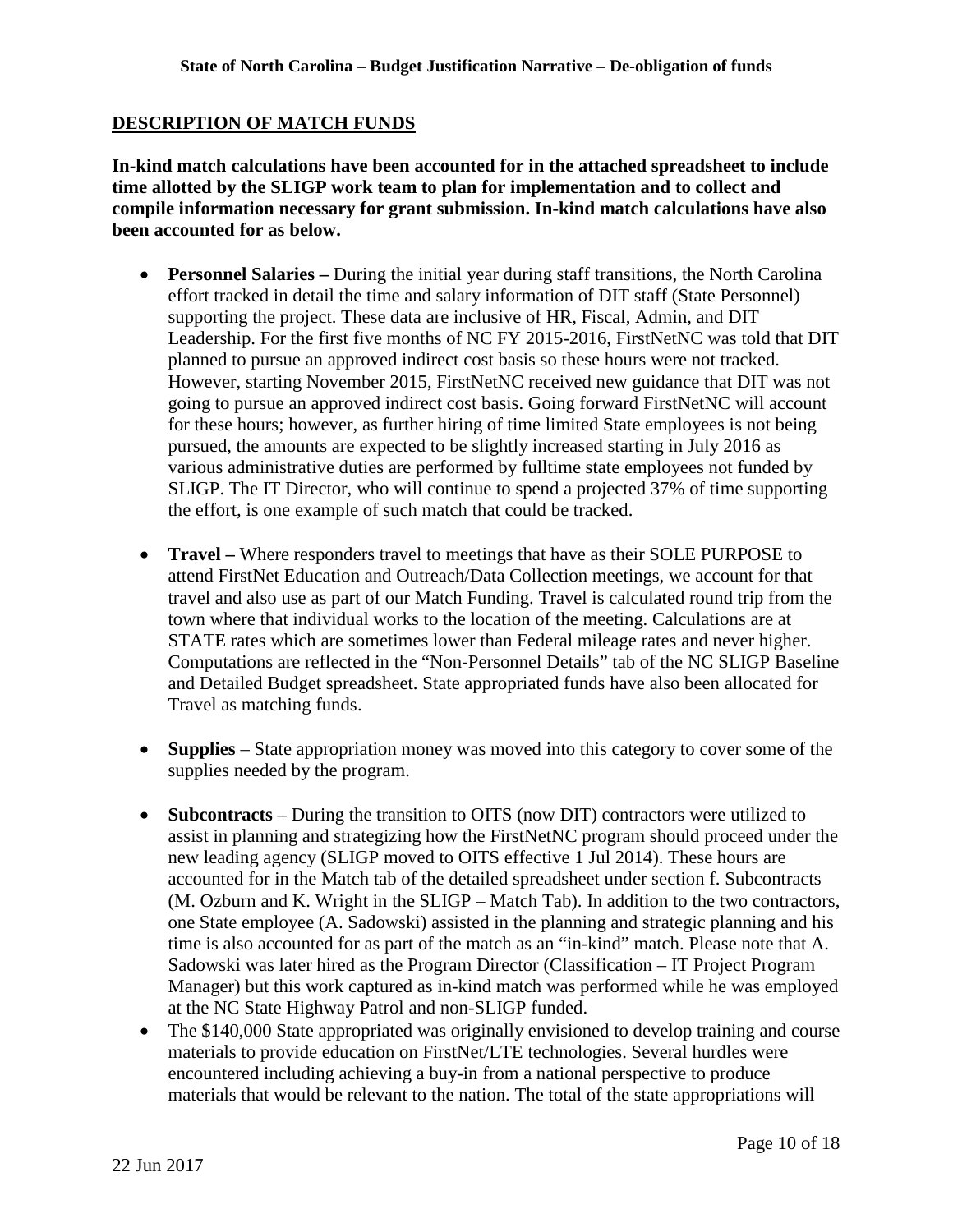## DESCRIPTION OF MATCH FUNDS

**In-kind match calculations have been accounted for in the attached spreadsheet to include time allotted by the SLIGP work team to plan for implementation and to collect and compile information necessary for grant submission. In-kind match calculations have also been accounted for as below.**

- **Personnel Salaries –** During the initial year during staff transitions, the North Carolina effort tracked in detail the time and salary information of DIT staff (State Personnel) supporting the project. These data are inclusive of HR, Fiscal, Admin, and DIT Leadership. For the first five months of NC FY 2015-2016, FirstNetNC was told that DIT planned to pursue an approved indirect cost basis so these hours were not tracked. However, starting November 2015, FirstNetNC received new guidance that DIT was not going to pursue an approved indirect cost basis. Going forward FirstNetNC will account for these hours; however, as further hiring of time limited State employees is not being pursued, the amounts are expected to be slightly increased starting in July 2016 as various administrative duties are performed by fulltime state employees not funded by SLIGP. The IT Director, who will continue to spend a projected 37% of time supporting the effort, is one example of such match that could be tracked.

- **Travel –** Where responders travel to meetings that have as their SOLE PURPOSE to attend FirstNet Education and Outreach/Data Collection meetings, we account for that travel and also use as part of our Match Funding. Travel is calculated round trip from the town where that individual works to the location of the meeting. Calculations are at STATE rates which are sometimes lower than Federal mileage rates and never higher. Computations are reflected in the "Non-Personnel Details" tab of the NC SLIGP Baseline and Detailed Budget spreadsheet. State appropriated funds have also been allocated for Travel as matching funds.

- **Supplies** – State appropriation money was moved into this category to cover some of the supplies needed by the program.

- **Subcontracts** – During the transition to OITS (now DIT) contractors were utilized to assist in planning and strategizing how the FirstNetNC program should proceed under the new leading agency (SLIGP moved to OITS effective 1 Jul 2014). These hours are accounted for in the Match tab of the detailed spreadsheet under section f. Subcontracts (M. Ozburn and K. Wright in the SLIGP – Match Tab). In addition to the two contractors, one State employee (A. Sadowski) assisted in the planning and strategic planning and his time is also accounted for as part of the match as an "in-kind" match. Please note that A. Sadowski was later hired as the Program Director (Classification – IT Project Program Manager) but this work captured as in-kind match was performed while he was employed at the NC State Highway Patrol and non-SLIGP funded.
- The $140,000 State appropriated was originally envisioned to develop training and course materials to provide education on FirstNet/LTE technologies. Several hurdles were encountered including achieving a buy-in from a national perspective to produce materials that would be relevant to the nation. The total of the state appropriations will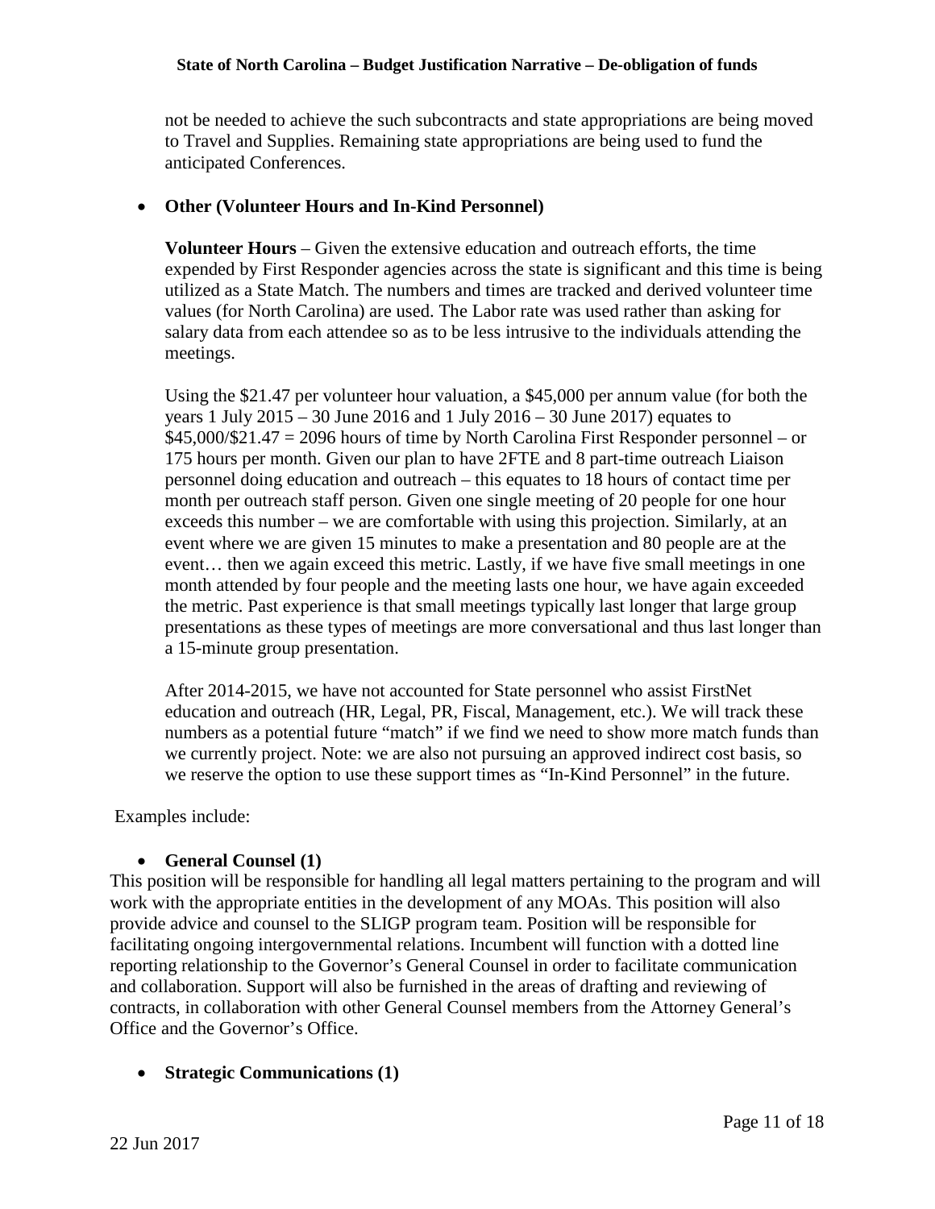not be needed to achieve the such subcontracts and state appropriations are being moved to Travel and Supplies. Remaining state appropriations are being used to fund the anticipated Conferences.

- **Other (Volunteer Hours and In-Kind Personnel)**

  **Volunteer Hours** – Given the extensive education and outreach efforts, the time expended by First Responder agencies across the state is significant and this time is being utilized as a State Match. The numbers and times are tracked and derived volunteer time values (for North Carolina) are used. The Labor rate was used rather than asking for salary data from each attendee so as to be less intrusive to the individuals attending the meetings.

  Using the $21.47 per volunteer hour valuation, a $45,000 per annum value (for both the years 1 July 2015 – 30 June 2016 and 1 July 2016 – 30 June 2017) equates to $45,000/$21.47 = 2096 hours of time by North Carolina First Responder personnel – or 175 hours per month. Given our plan to have 2FTE and 8 part-time outreach Liaison personnel doing education and outreach – this equates to 18 hours of contact time per month per outreach staff person. Given one single meeting of 20 people for one hour exceeds this number – we are comfortable with using this projection. Similarly, at an event where we are given 15 minutes to make a presentation and 80 people are at the event… then we again exceed this metric. Lastly, if we have five small meetings in one month attended by four people and the meeting lasts one hour, we have again exceeded the metric. Past experience is that small meetings typically last longer that large group presentations as these types of meetings are more conversational and thus last longer than a 15-minute group presentation.

  After 2014-2015, we have not accounted for State personnel who assist FirstNet education and outreach (HR, Legal, PR, Fiscal, Management, etc.). We will track these numbers as a potential future "match" if we find we need to show more match funds than we currently project. Note: we are also not pursuing an approved indirect cost basis, so we reserve the option to use these support times as "In-Kind Personnel" in the future.

Examples include:

- **General Counsel (1)**

This position will be responsible for handling all legal matters pertaining to the program and will work with the appropriate entities in the development of any MOAs. This position will also provide advice and counsel to the SLIGP program team. Position will be responsible for facilitating ongoing intergovernmental relations. Incumbent will function with a dotted line reporting relationship to the Governor's General Counsel in order to facilitate communication and collaboration. Support will also be furnished in the areas of drafting and reviewing of contracts, in collaboration with other General Counsel members from the Attorney General's Office and the Governor's Office.

- **Strategic Communications (1)**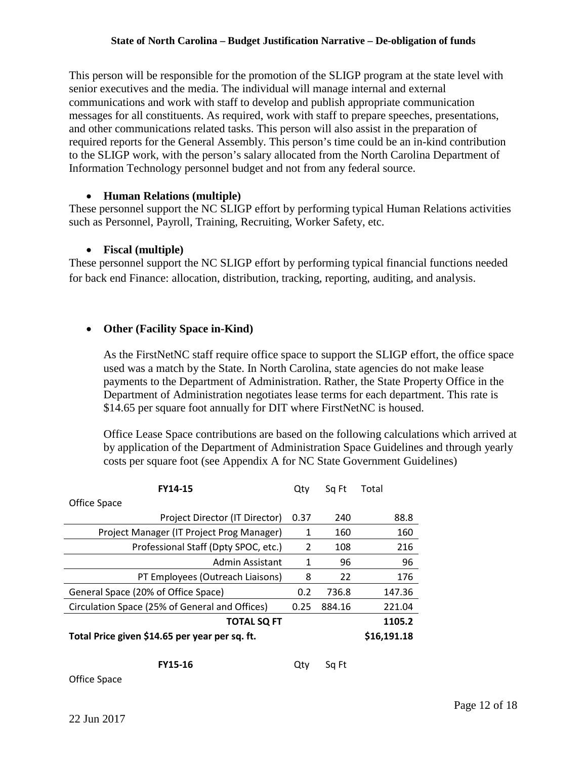This person will be responsible for the promotion of the SLIGP program at the state level with senior executives and the media. The individual will manage internal and external communications and work with staff to develop and publish appropriate communication messages for all constituents. As required, work with staff to prepare speeches, presentations, and other communications related tasks. This person will also assist in the preparation of required reports for the General Assembly. This person's time could be an in-kind contribution to the SLIGP work, with the person's salary allocated from the North Carolina Department of Information Technology personnel budget and not from any federal source.

- **Human Relations (multiple)**

These personnel support the NC SLIGP effort by performing typical Human Relations activities such as Personnel, Payroll, Training, Recruiting, Worker Safety, etc.

- **Fiscal (multiple)**

These personnel support the NC SLIGP effort by performing typical financial functions needed for back end Finance: allocation, distribution, tracking, reporting, auditing, and analysis.

- **Other (Facility Space in-Kind)**

  As the FirstNetNC staff require office space to support the SLIGP effort, the office space used was a match by the State. In North Carolina, state agencies do not make lease payments to the Department of Administration. Rather, the State Property Office in the Department of Administration negotiates lease terms for each department. This rate is \$14.65 per square foot annually for DIT where FirstNetNC is housed.

  Office Lease Space contributions are based on the following calculations which arrived at by application of the Department of Administration Space Guidelines and through yearly costs per square foot (see Appendix A for NC State Government Guidelines)

| **FY14-15** | Qty | Sq Ft | Total |
|---|---|---|---|
| Office Space | | | |
| Project Director (IT Director) | 0.37 | 240 | 88.8 |
| Project Manager (IT Project Prog Manager) | 1 | 160 | 160 |
| Professional Staff (Dpty SPOC, etc.) | 2 | 108 | 216 |
| Admin Assistant | 1 | 96 | 96 |
| PT Employees (Outreach Liaisons) | 8 | 22 | 176 |
| General Space (20% of Office Space) | 0.2 | 736.8 | 147.36 |
| Circulation Space (25% of General and Offices) | 0.25 | 884.16 | 221.04 |
| **TOTAL SQ FT** | | | **1105.2** |
| **Total Price given \$14.65 per year per sq. ft.** | | | **\$16,191.18** |

| **FY15-16** | Qty | Sq Ft |
|---|---|---|
| Office Space | | |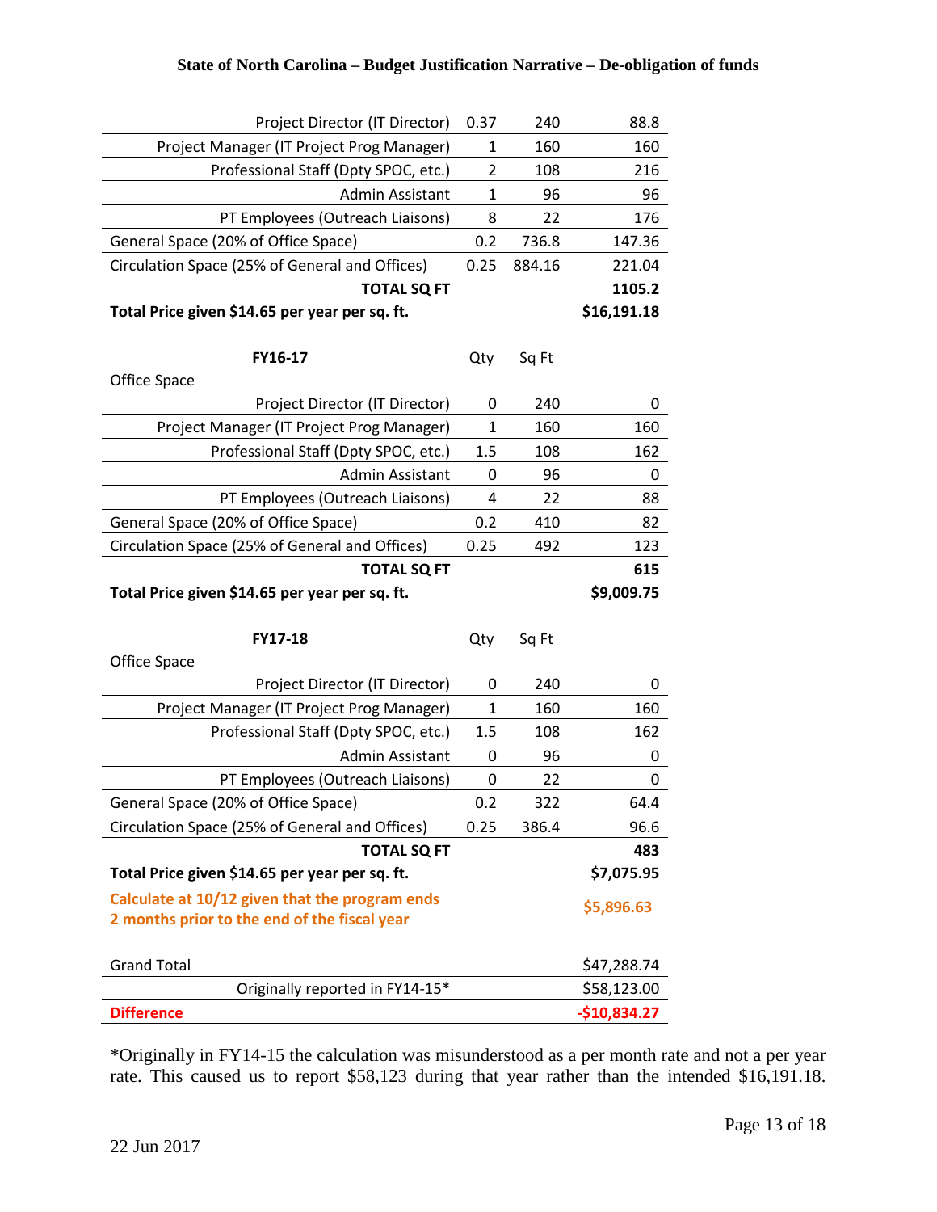| | | | |
|---|---|---|---|
| Project Director (IT Director) | 0.37 | 240 | 88.8 |
| Project Manager (IT Project Prog Manager) | 1 | 160 | 160 |
| Professional Staff (Dpty SPOC, etc.) | 2 | 108 | 216 |
| Admin Assistant | 1 | 96 | 96 |
| PT Employees (Outreach Liaisons) | 8 | 22 | 176 |
| General Space (20% of Office Space) | 0.2 | 736.8 | 147.36 |
| Circulation Space (25% of General and Offices) | 0.25 | 884.16 | 221.04 |
| **TOTAL SQ FT** | | | **1105.2** |
| **Total Price given $14.65 per year per sq. ft.** | | | **$16,191.18** |

| **FY16-17** | Qty | Sq Ft | |
|---|---|---|---|
| Office Space | | | |
| Project Director (IT Director) | 0 | 240 | 0 |
| Project Manager (IT Project Prog Manager) | 1 | 160 | 160 |
| Professional Staff (Dpty SPOC, etc.) | 1.5 | 108 | 162 |
| Admin Assistant | 0 | 96 | 0 |
| PT Employees (Outreach Liaisons) | 4 | 22 | 88 |
| General Space (20% of Office Space) | 0.2 | 410 | 82 |
| Circulation Space (25% of General and Offices) | 0.25 | 492 | 123 |
| **TOTAL SQ FT** | | | **615** |
| **Total Price given $14.65 per year per sq. ft.** | | | **$9,009.75** |

| **FY17-18** | Qty | Sq Ft | |
|---|---|---|---|
| Office Space | | | |
| Project Director (IT Director) | 0 | 240 | 0 |
| Project Manager (IT Project Prog Manager) | 1 | 160 | 160 |
| Professional Staff (Dpty SPOC, etc.) | 1.5 | 108 | 162 |
| Admin Assistant | 0 | 96 | 0 |
| PT Employees (Outreach Liaisons) | 0 | 22 | 0 |
| General Space (20% of Office Space) | 0.2 | 322 | 64.4 |
| Circulation Space (25% of General and Offices) | 0.25 | 386.4 | 96.6 |
| **TOTAL SQ FT** | | | **483** |
| **Total Price given $14.65 per year per sq. ft.** | | | **$7,075.95** |
| **Calculate at 10/12 given that the program ends 2 months prior to the end of the fiscal year** | | | **$5,896.63** |

| | |
|---|---|
| Grand Total | $47,288.74 |
| Originally reported in FY14-15* | $58,123.00 |
| **Difference** | **-$10,834.27** |

*Originally in FY14-15 the calculation was misunderstood as a per month rate and not a per year rate. This caused us to report $58,123 during that year rather than the intended $16,191.18.

22 Jun 2017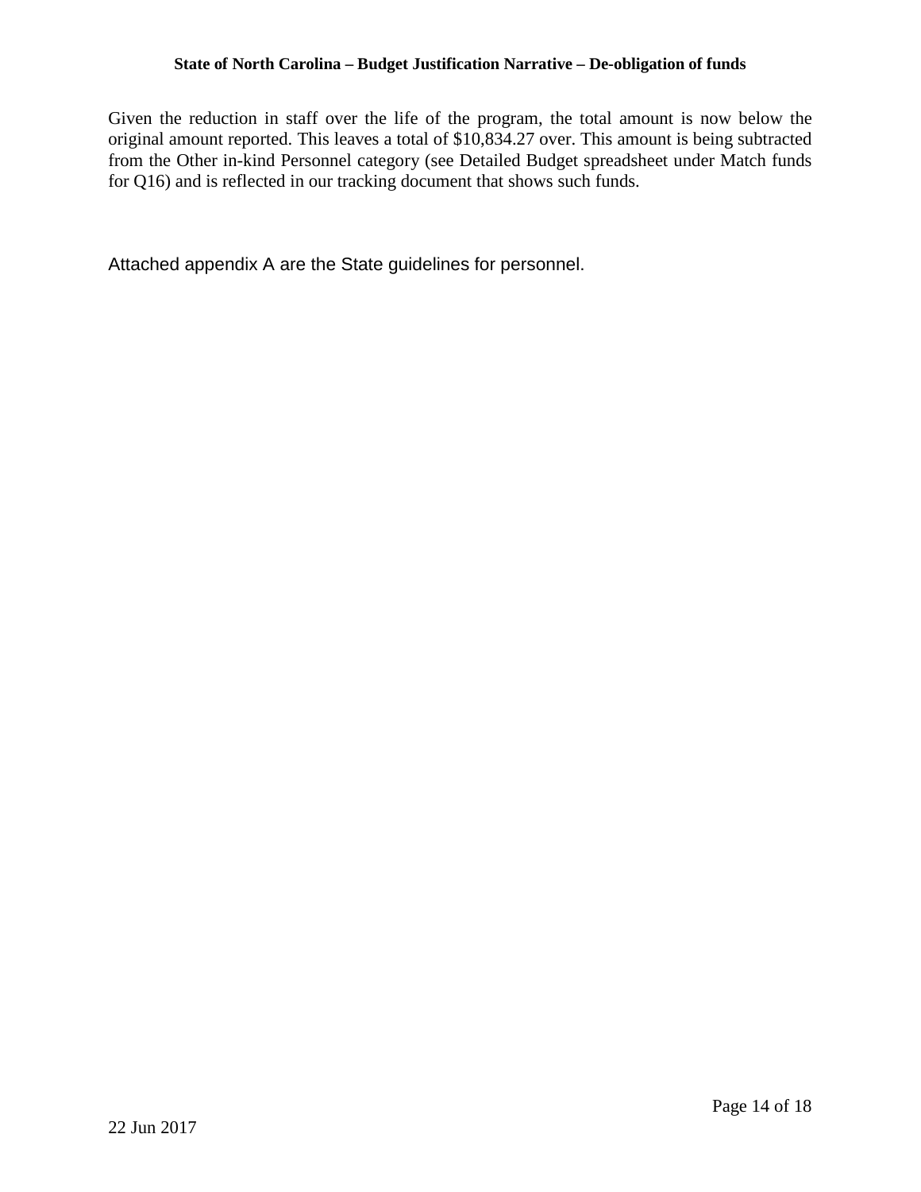Given the reduction in staff over the life of the program, the total amount is now below the original amount reported. This leaves a total of $10,834.27 over. This amount is being subtracted from the Other in-kind Personnel category (see Detailed Budget spreadsheet under Match funds for Q16) and is reflected in our tracking document that shows such funds.

Attached appendix A are the State guidelines for personnel.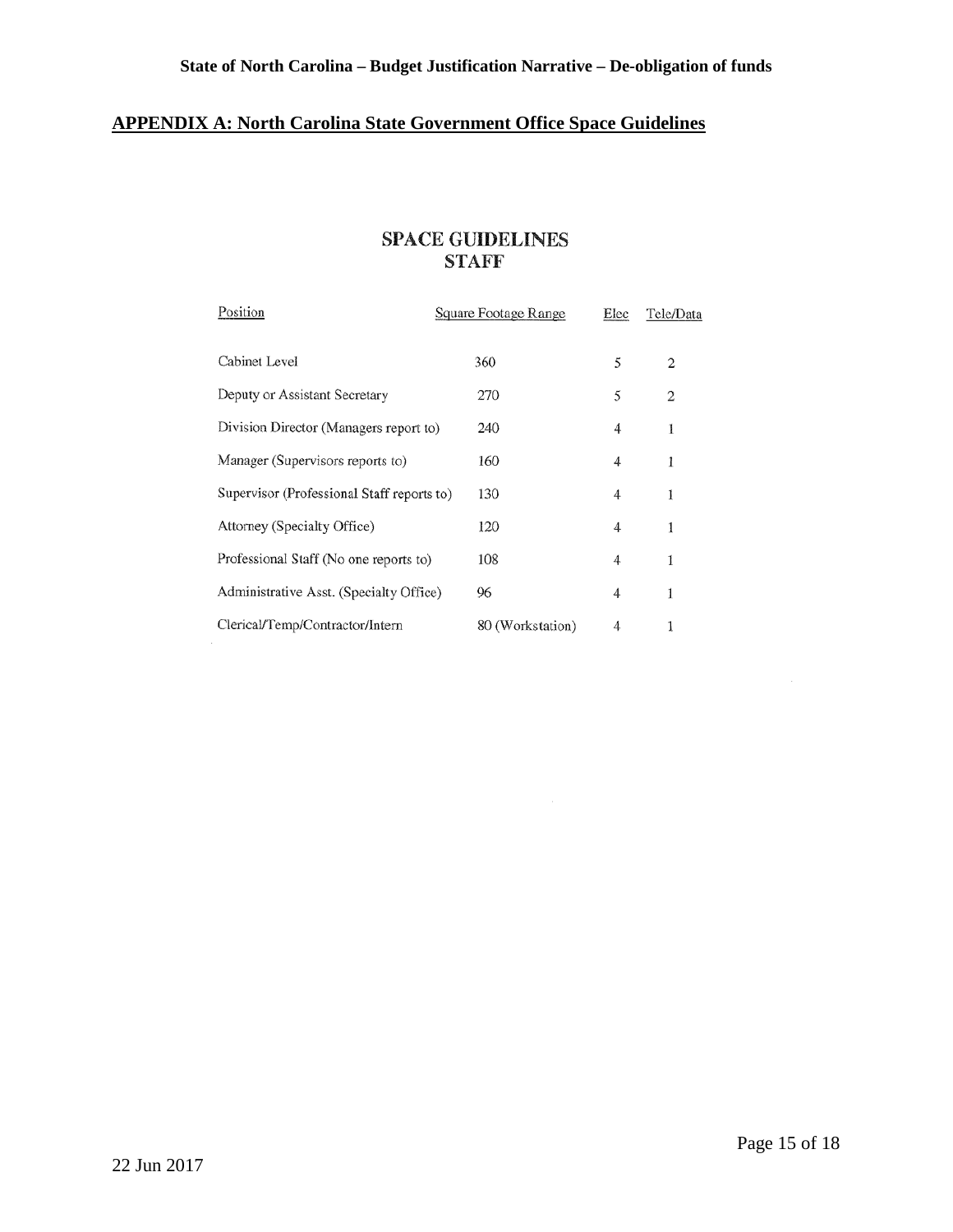## APPENDIX A: North Carolina State Government Office Space Guidelines

### SPACE GUIDELINES
### STAFF

| Position | Square Footage Range | Elec | Tele/Data |
|---|---|---|---|
| Cabinet Level | 360 | 5 | 2 |
| Deputy or Assistant Secretary | 270 | 5 | 2 |
| Division Director (Managers report to) | 240 | 4 | 1 |
| Manager (Supervisors reports to) | 160 | 4 | 1 |
| Supervisor (Professional Staff reports to) | 130 | 4 | 1 |
| Attorney (Specialty Office) | 120 | 4 | 1 |
| Professional Staff (No one reports to) | 108 | 4 | 1 |
| Administrative Asst. (Specialty Office) | 96 | 4 | 1 |
| Clerical/Temp/Contractor/Intern | 80 (Workstation) | 4 | 1 |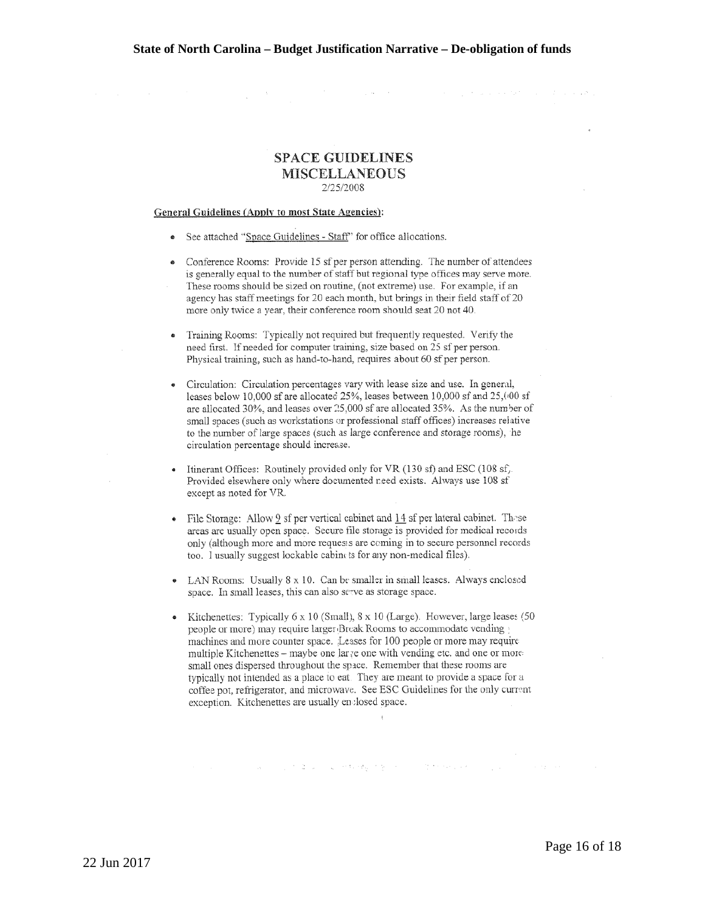# SPACE GUIDELINES
## MISCELLANEOUS

2/25/2008

**General Guidelines (Apply to most State Agencies):**

- See attached "Space Guidelines - Staff" for office allocations.
- Conference Rooms: Provide 15 sf per person attending. The number of attendees is generally equal to the number of staff but regional type offices may serve more. These rooms should be sized on routine, (not extreme) use. For example, if an agency has staff meetings for 20 each month, but brings in their field staff of 20 more only twice a year, their conference room should seat 20 not 40.
- Training Rooms: Typically not required but frequently requested. Verify the need first. If needed for computer training, size based on 25 sf per person. Physical training, such as hand-to-hand, requires about 60 sf per person.
- Circulation: Circulation percentages vary with lease size and use. In general, leases below 10,000 sf are allocated 25%, leases between 10,000 sf and 25,000 sf are allocated 30%, and leases over 25,000 sf are allocated 35%. As the number of small spaces (such as workstations or professional staff offices) increases relative to the number of large spaces (such as large conference and storage rooms), the circulation percentage should increase.
- Itinerant Offices: Routinely provided only for VR (130 sf) and ESC (108 sf). Provided elsewhere only where documented need exists. Always use 108 sf except as noted for VR.
- File Storage: Allow 9 sf per vertical cabinet and 14 sf per lateral cabinet. These areas are usually open space. Secure file storage is provided for medical records only (although more and more requests are coming in to secure personnel records too. I usually suggest lockable cabinets for any non-medical files).
- LAN Rooms: Usually 8 x 10. Can be smaller in small leases. Always enclosed space. In small leases, this can also serve as storage space.
- Kitchenettes: Typically 6 x 10 (Small), 8 x 10 (Large). However, large leases (50 people or more) may require larger Break Rooms to accommodate vending machines and more counter space. Leases for 100 people or more may require multiple Kitchenettes – maybe one large one with vending etc. and one or more small ones dispersed throughout the space. Remember that these rooms are typically not intended as a place to eat. They are meant to provide a space for a coffee pot, refrigerator, and microwave. See ESC Guidelines for the only current exception. Kitchenettes are usually enclosed space.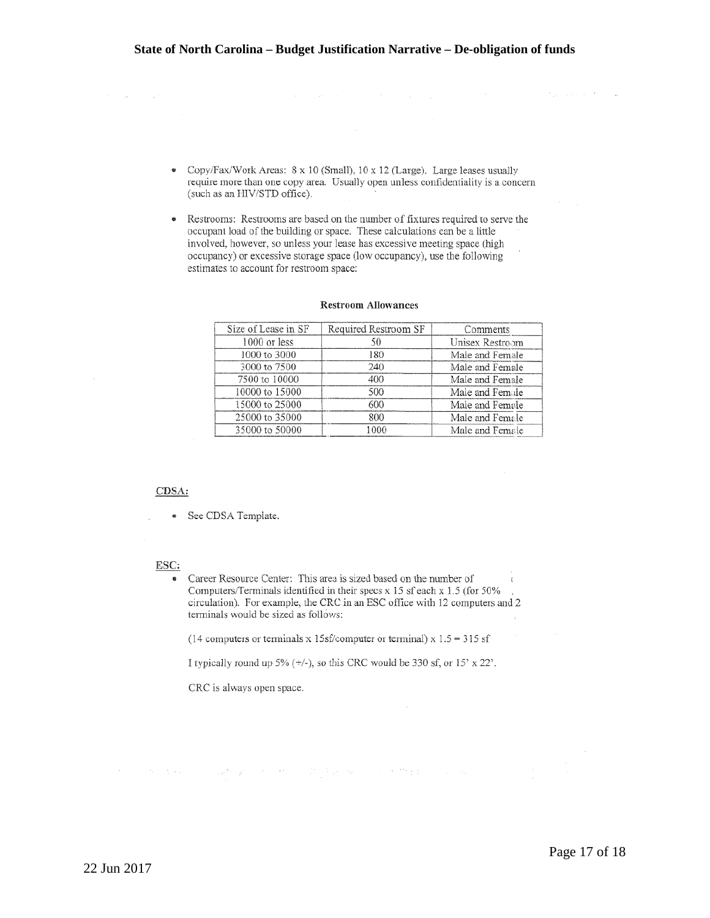- Copy/Fax/Work Areas: 8 x 10 (Small), 10 x 12 (Large). Large leases usually require more than one copy area. Usually open unless confidentiality is a concern (such as an HIV/STD office).

- Restrooms: Restrooms are based on the number of fixtures required to serve the occupant load of the building or space. These calculations can be a little involved, however, so unless your lease has excessive meeting space (high occupancy) or excessive storage space (low occupancy), use the following estimates to account for restroom space:

**Restroom Allowances**

| Size of Lease in SF | Required Restroom SF | Comments |
|---|---|---|
| 1000 or less | 50 | Unisex Restroom |
| 1000 to 3000 | 180 | Male and Female |
| 3000 to 7500 | 240 | Male and Female |
| 7500 to 10000 | 400 | Male and Female |
| 10000 to 15000 | 500 | Male and Female |
| 15000 to 25000 | 600 | Male and Female |
| 25000 to 35000 | 800 | Male and Female |
| 35000 to 50000 | 1000 | Male and Female |

<u>CDSA:</u>

- See CDSA Template.

<u>ESC:</u>

- Career Resource Center: This area is sized based on the number of Computers/Terminals identified in their specs x 15 sf each x 1.5 (for 50% circulation). For example, the CRC in an ESC office with 12 computers and 2 terminals would be sized as follows:

  (14 computers or terminals x 15sf/computer or terminal) x 1.5 = 315 sf

  I typically round up 5% (+/-), so this CRC would be 330 sf, or 15' x 22'.

  CRC is always open space.

22 Jun 2017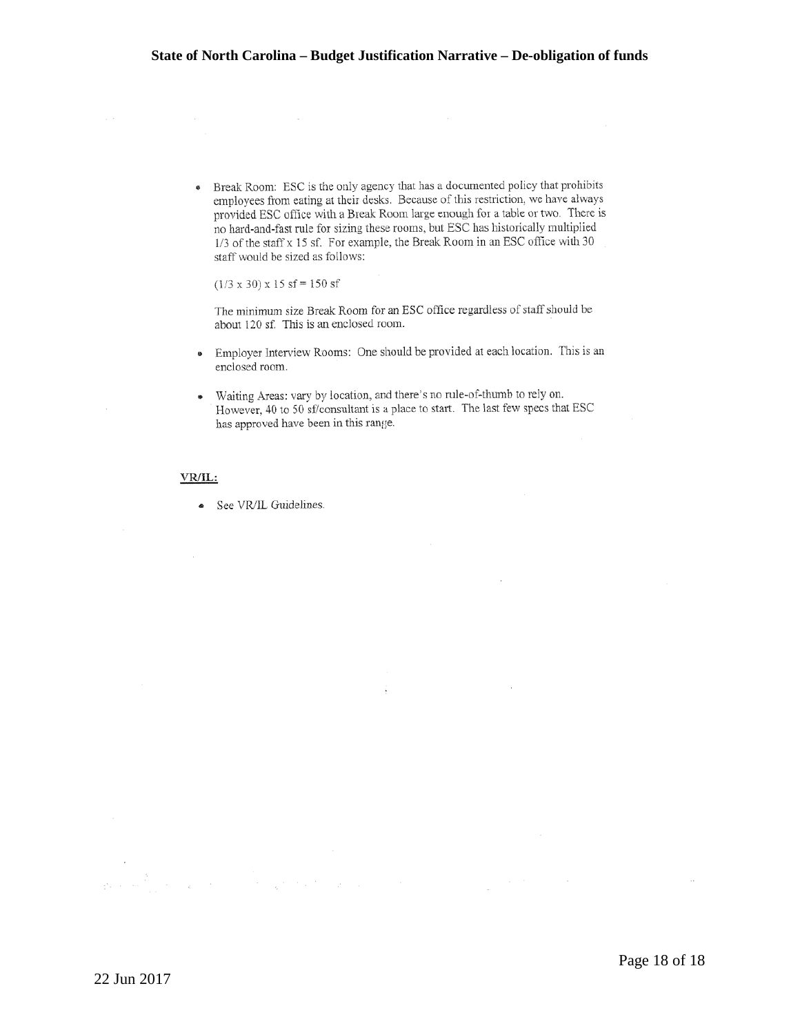- Break Room: ESC is the only agency that has a documented policy that prohibits employees from eating at their desks. Because of this restriction, we have always provided ESC office with a Break Room large enough for a table or two. There is no hard-and-fast rule for sizing these rooms, but ESC has historically multiplied 1/3 of the staff x 15 sf. For example, the Break Room in an ESC office with 30 staff would be sized as follows:

  (1/3 x 30) x 15 sf = 150 sf

  The minimum size Break Room for an ESC office regardless of staff should be about 120 sf. This is an enclosed room.

- Employer Interview Rooms: One should be provided at each location. This is an enclosed room.

- Waiting Areas: vary by location, and there's no rule-of-thumb to rely on. However, 40 to 50 sf/consultant is a place to start. The last few specs that ESC has approved have been in this range.

**VR/IL:**

- See VR/IL Guidelines.

22 Jun 2017